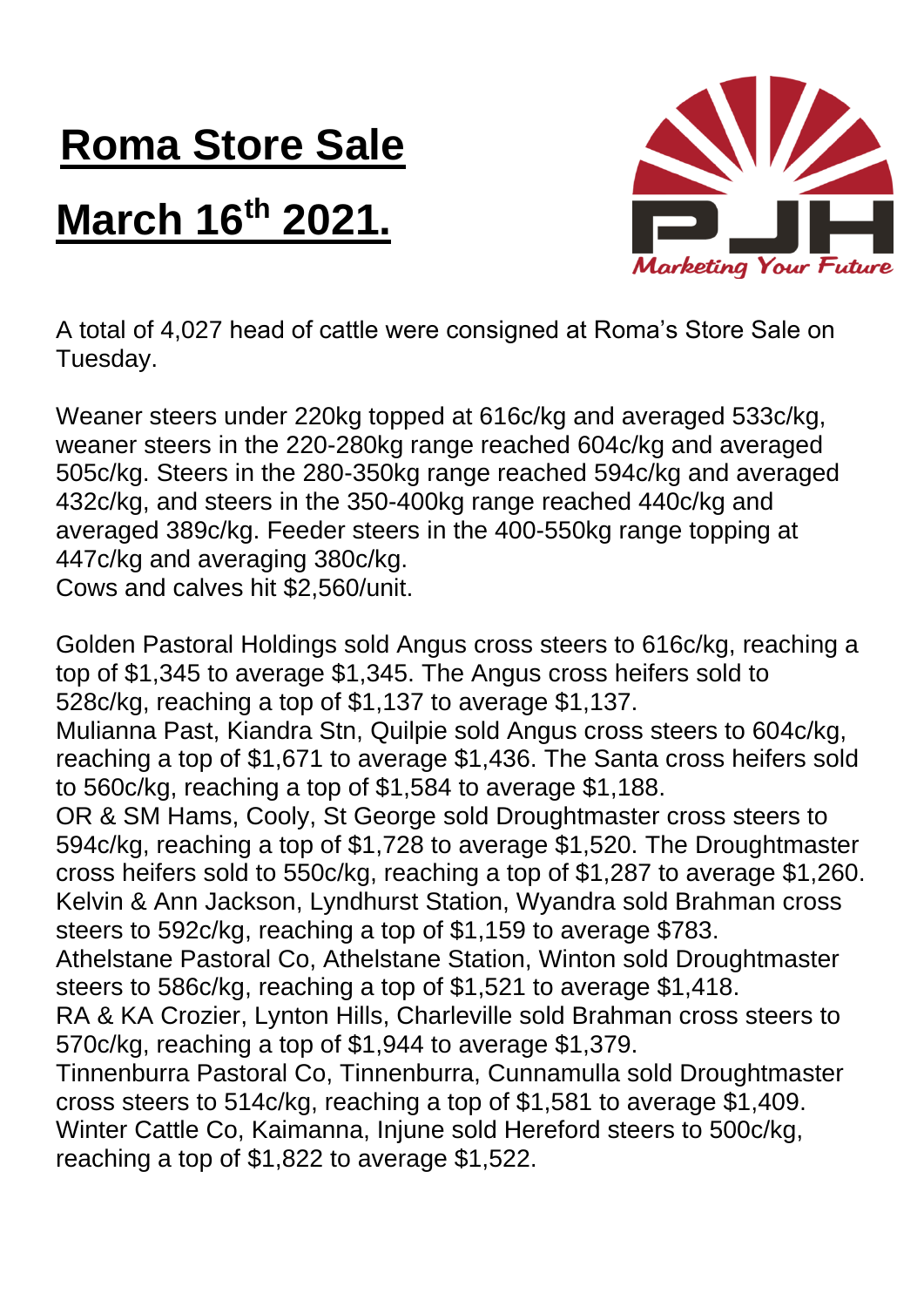# Roma Store Sale

# March 16th 2021.

Marketing Your Future

A total of 4,027 head of cattle were consigned at Roma's Store Sale on Tuesday.

Weaner steers under 220kg topped at 616c/kg and averaged 533c/kg, weaner steers in the 220-280kg range reached 604c/kg and averaged 505c/kg. Steers in the 280-350kg range reached 594c/kg and averaged 432c/kg, and steers in the 350-400kg range reached 440c/kg and averaged 389c/kg. Feeder steers in the 400-550kg range topping at 447c/kg and averaging 380c/kg.
Cows and calves hit $2,560/unit.

Golden Pastoral Holdings sold Angus cross steers to 616c/kg, reaching a top of $1,345 to average $1,345. The Angus cross heifers sold to 528c/kg, reaching a top of $1,137 to average $1,137.
Mulianna Past, Kiandra Stn, Quilpie sold Angus cross steers to 604c/kg, reaching a top of $1,671 to average $1,436. The Santa cross heifers sold to 560c/kg, reaching a top of $1,584 to average $1,188.
OR & SM Hams, Cooly, St George sold Droughtmaster cross steers to 594c/kg, reaching a top of $1,728 to average $1,520. The Droughtmaster cross heifers sold to 550c/kg, reaching a top of $1,287 to average $1,260.
Kelvin & Ann Jackson, Lyndhurst Station, Wyandra sold Brahman cross steers to 592c/kg, reaching a top of $1,159 to average $783.
Athelstane Pastoral Co, Athelstane Station, Winton sold Droughtmaster steers to 586c/kg, reaching a top of $1,521 to average $1,418.
RA & KA Crozier, Lynton Hills, Charleville sold Brahman cross steers to 570c/kg, reaching a top of $1,944 to average $1,379.
Tinnenburra Pastoral Co, Tinnenburra, Cunnamulla sold Droughtmaster cross steers to 514c/kg, reaching a top of $1,581 to average $1,409.
Winter Cattle Co, Kaimanna, Injune sold Hereford steers to 500c/kg, reaching a top of $1,822 to average $1,522.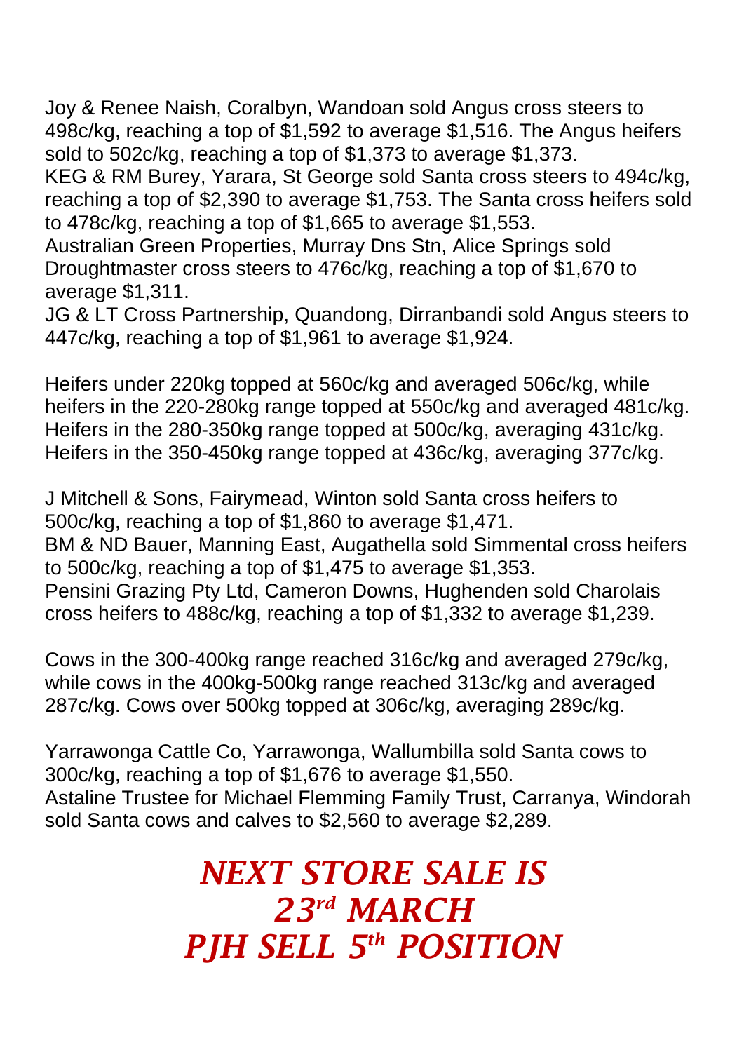Joy & Renee Naish, Coralbyn, Wandoan sold Angus cross steers to 498c/kg, reaching a top of $1,592 to average $1,516. The Angus heifers sold to 502c/kg, reaching a top of $1,373 to average $1,373.
KEG & RM Burey, Yarara, St George sold Santa cross steers to 494c/kg, reaching a top of $2,390 to average $1,753. The Santa cross heifers sold to 478c/kg, reaching a top of $1,665 to average $1,553.
Australian Green Properties, Murray Dns Stn, Alice Springs sold Droughtmaster cross steers to 476c/kg, reaching a top of $1,670 to average $1,311.
JG & LT Cross Partnership, Quandong, Dirranbandi sold Angus steers to 447c/kg, reaching a top of $1,961 to average $1,924.

Heifers under 220kg topped at 560c/kg and averaged 506c/kg, while heifers in the 220-280kg range topped at 550c/kg and averaged 481c/kg. Heifers in the 280-350kg range topped at 500c/kg, averaging 431c/kg. Heifers in the 350-450kg range topped at 436c/kg, averaging 377c/kg.

J Mitchell & Sons, Fairymead, Winton sold Santa cross heifers to 500c/kg, reaching a top of $1,860 to average $1,471.
BM & ND Bauer, Manning East, Augathella sold Simmental cross heifers to 500c/kg, reaching a top of $1,475 to average $1,353.
Pensini Grazing Pty Ltd, Cameron Downs, Hughenden sold Charolais cross heifers to 488c/kg, reaching a top of $1,332 to average $1,239.

Cows in the 300-400kg range reached 316c/kg and averaged 279c/kg, while cows in the 400kg-500kg range reached 313c/kg and averaged 287c/kg. Cows over 500kg topped at 306c/kg, averaging 289c/kg.

Yarrawonga Cattle Co, Yarrawonga, Wallumbilla sold Santa cows to 300c/kg, reaching a top of $1,676 to average $1,550.
Astaline Trustee for Michael Flemming Family Trust, Carranya, Windorah sold Santa cows and calves to $2,560 to average $2,289.

***NEXT STORE SALE IS***
***23rd MARCH***
***PJH SELL 5th POSITION***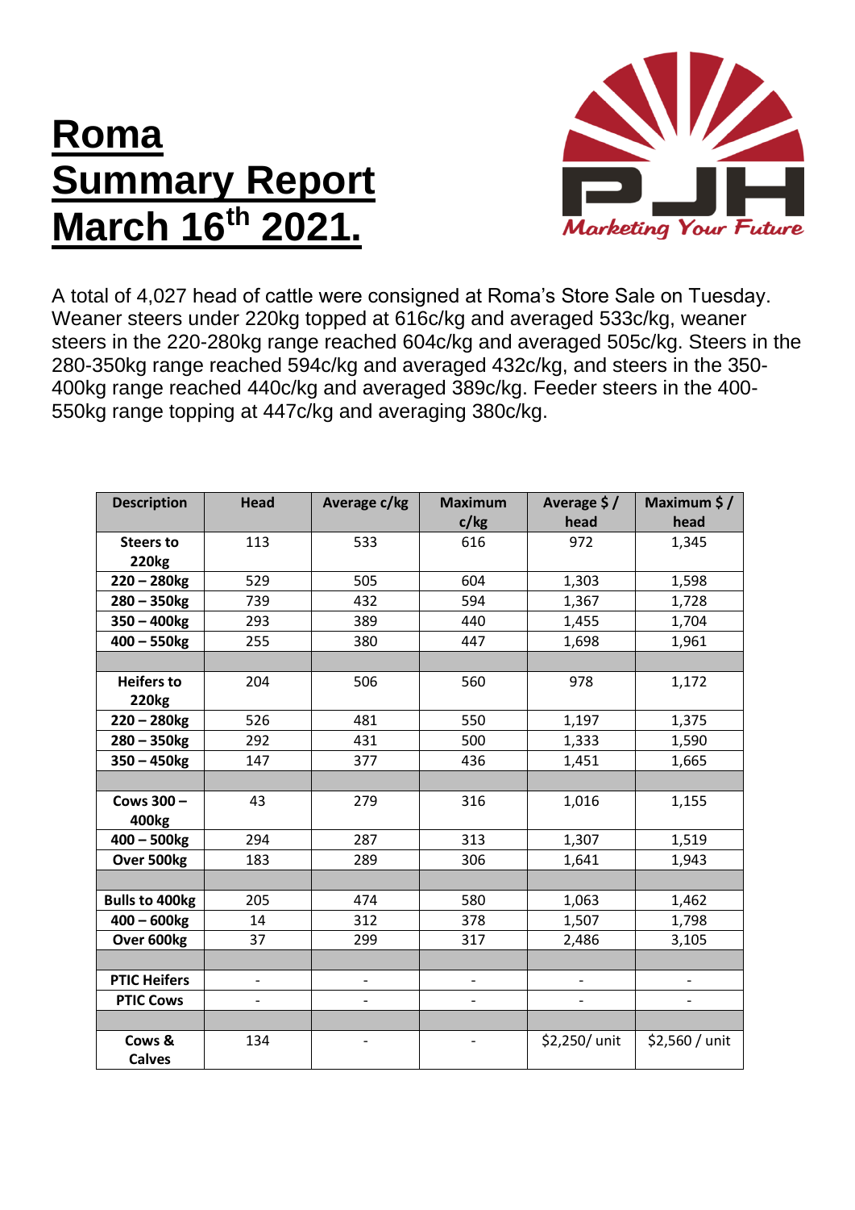# Roma Summary Report March 16th 2021.

PJH Marketing Your Future

A total of 4,027 head of cattle were consigned at Roma's Store Sale on Tuesday. Weaner steers under 220kg topped at 616c/kg and averaged 533c/kg, weaner steers in the 220-280kg range reached 604c/kg and averaged 505c/kg. Steers in the 280-350kg range reached 594c/kg and averaged 432c/kg, and steers in the 350-400kg range reached 440c/kg and averaged 389c/kg. Feeder steers in the 400-550kg range topping at 447c/kg and averaging 380c/kg.

| Description | Head | Average c/kg | Maximum c/kg | Average $ / head | Maximum $ / head |
|---|---|---|---|---|---|
| Steers to 220kg | 113 | 533 | 616 | 972 | 1,345 |
| 220 – 280kg | 529 | 505 | 604 | 1,303 | 1,598 |
| 280 – 350kg | 739 | 432 | 594 | 1,367 | 1,728 |
| 350 – 400kg | 293 | 389 | 440 | 1,455 | 1,704 |
| 400 – 550kg | 255 | 380 | 447 | 1,698 | 1,961 |
| | | | | | |
| Heifers to 220kg | 204 | 506 | 560 | 978 | 1,172 |
| 220 – 280kg | 526 | 481 | 550 | 1,197 | 1,375 |
| 280 – 350kg | 292 | 431 | 500 | 1,333 | 1,590 |
| 350 – 450kg | 147 | 377 | 436 | 1,451 | 1,665 |
| | | | | | |
| Cows 300 – 400kg | 43 | 279 | 316 | 1,016 | 1,155 |
| 400 – 500kg | 294 | 287 | 313 | 1,307 | 1,519 |
| Over 500kg | 183 | 289 | 306 | 1,641 | 1,943 |
| | | | | | |
| Bulls to 400kg | 205 | 474 | 580 | 1,063 | 1,462 |
| 400 – 600kg | 14 | 312 | 378 | 1,507 | 1,798 |
| Over 600kg | 37 | 299 | 317 | 2,486 | 3,105 |
| | | | | | |
| PTIC Heifers | - | - | - | - | - |
| PTIC Cows | - | - | - | - | - |
| | | | | | |
| Cows & Calves | 134 | - | - | $2,250/ unit | $2,560 / unit |